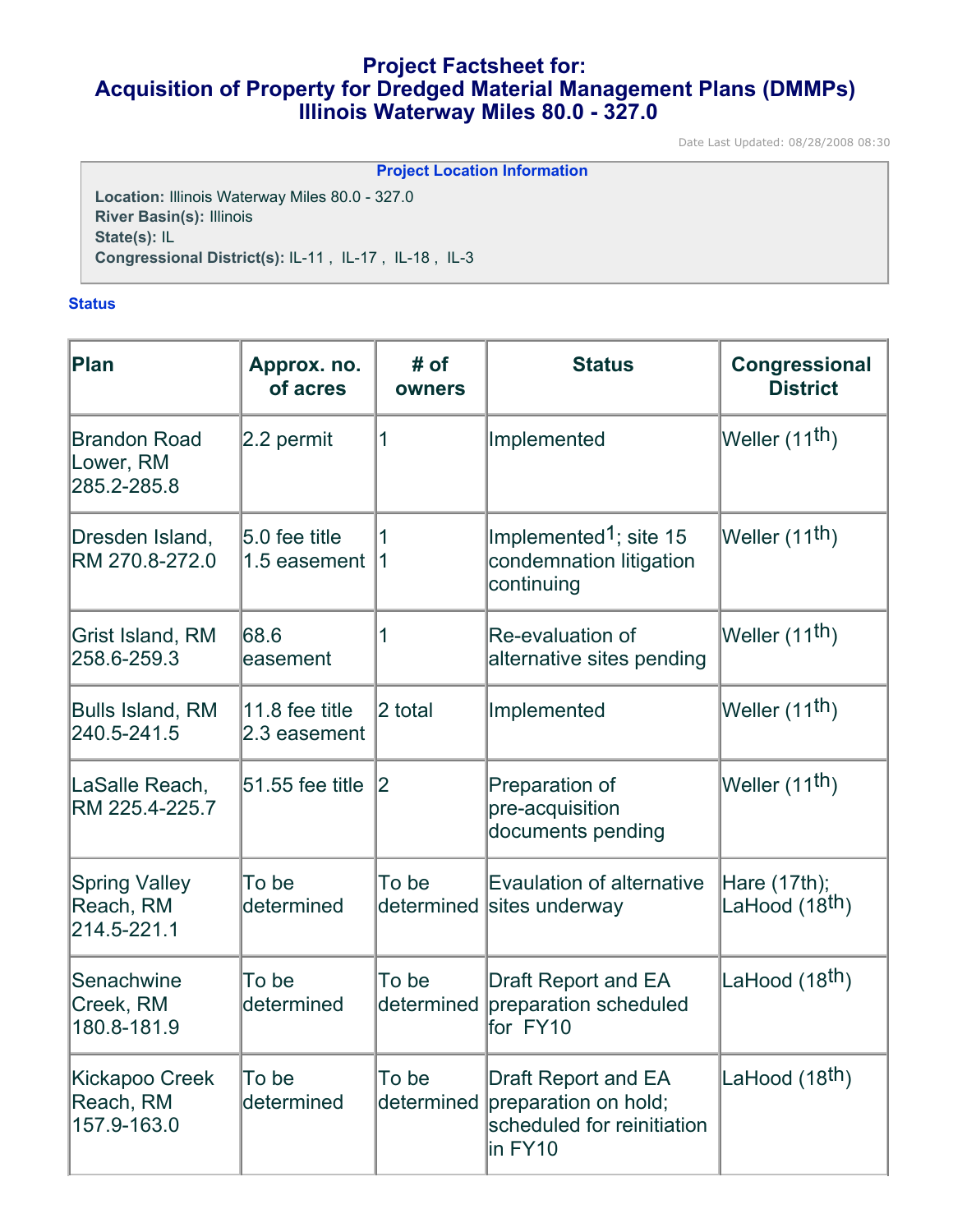# Project Factsheet for:
# Acquisition of Property for Dredged Material Management Plans (DMMPs) Illinois Waterway Miles 80.0 - 327.0

Date Last Updated: 08/28/2008 08:30

**Project Location Information**

**Location:** Illinois Waterway Miles 80.0 - 327.0
**River Basin(s):** Illinois
**State(s):** IL
**Congressional District(s):** IL-11 , IL-17 , IL-18 , IL-3

**Status**

| Plan | Approx. no. of acres | # of owners | Status | Congressional District |
|---|---|---|---|---|
| Brandon Road Lower, RM 285.2-285.8 | 2.2 permit | 1 | Implemented | Weller (11th) |
| Dresden Island, RM 270.8-272.0 | 5.0 fee title<br>1.5 easement | 1<br>1 | Implemented[1]; site 15 condemnation litigation continuing | Weller (11th) |
| Grist Island, RM 258.6-259.3 | 68.6 easement | 1 | Re-evaluation of alternative sites pending | Weller (11th) |
| Bulls Island, RM 240.5-241.5 | 11.8 fee title<br>2.3 easement | 2 total | Implemented | Weller (11th) |
| LaSalle Reach, RM 225.4-225.7 | 51.55 fee title | 2 | Preparation of pre-acquisition documents pending | Weller (11th) |
| Spring Valley Reach, RM 214.5-221.1 | To be determined | To be determined | Evaulation of alternative sites underway | Hare (17th); LaHood (18th) |
| Senachwine Creek, RM 180.8-181.9 | To be determined | To be determined | Draft Report and EA preparation scheduled for FY10 | LaHood (18th) |
| Kickapoo Creek Reach, RM 157.9-163.0 | To be determined | To be determined | Draft Report and EA preparation on hold; scheduled for reinitiation in FY10 | LaHood (18th) |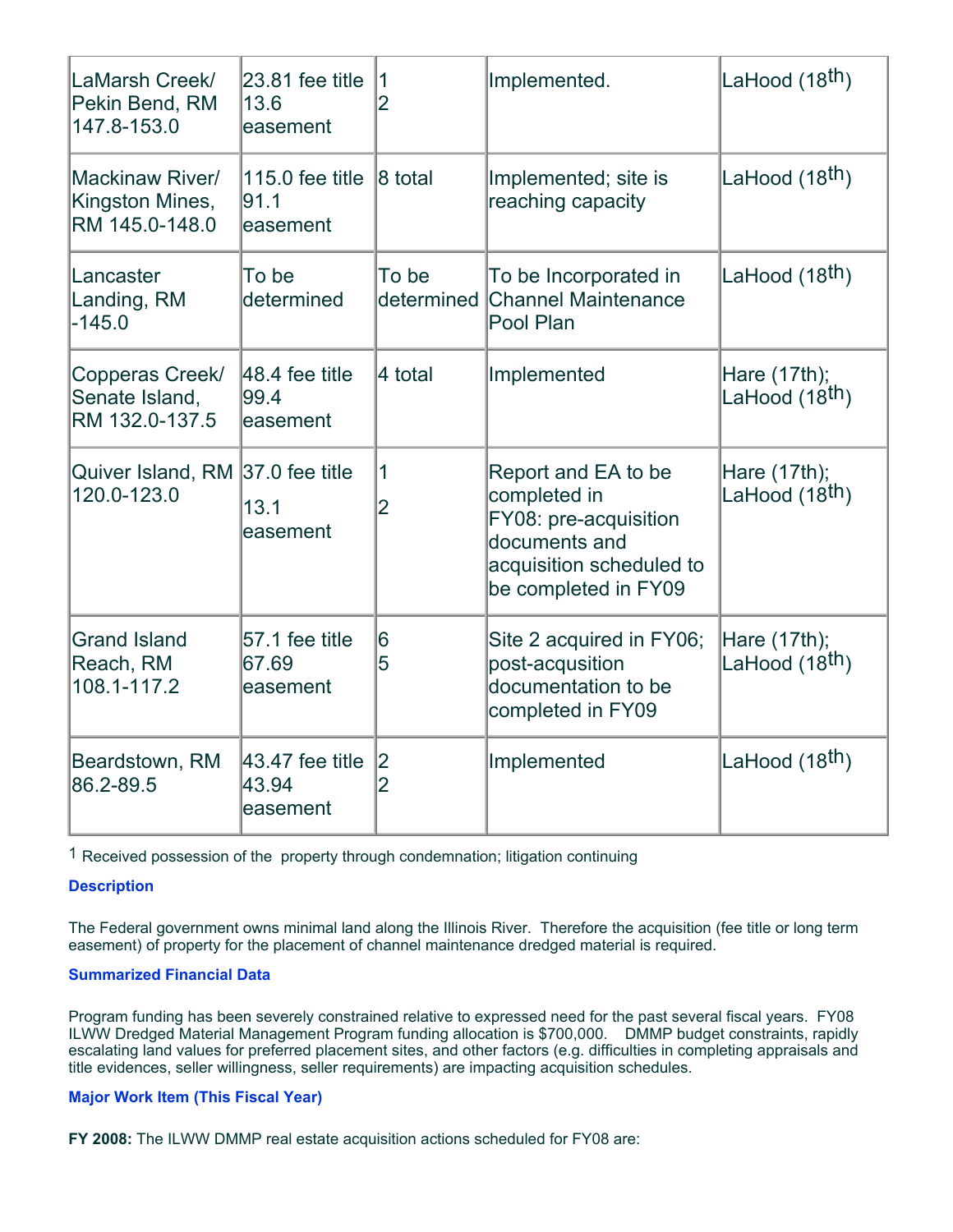| | | | | |
|---|---|---|---|---|
| LaMarsh Creek/ Pekin Bend, RM 147.8-153.0 | 23.81 fee title<br>13.6 easement | 1<br>2 | Implemented. | LaHood (18th) |
| Mackinaw River/ Kingston Mines, RM 145.0-148.0 | 115.0 fee title<br>91.1 easement | 8 total | Implemented; site is reaching capacity | LaHood (18th) |
| Lancaster Landing, RM -145.0 | To be determined | To be determined | To be Incorporated in Channel Maintenance Pool Plan | LaHood (18th) |
| Copperas Creek/ Senate Island, RM 132.0-137.5 | 48.4 fee title<br>99.4 easement | 4 total | Implemented | Hare (17th); LaHood (18th) |
| Quiver Island, RM 120.0-123.0 | 37.0 fee title<br>13.1 easement | 1<br>2 | Report and EA to be completed in FY08: pre-acquisition documents and acquisition scheduled to be completed in FY09 | Hare (17th); LaHood (18th) |
| Grand Island Reach, RM 108.1-117.2 | 57.1 fee title<br>67.69 easement | 6<br>5 | Site 2 acquired in FY06; post-acqusition documentation to be completed in FY09 | Hare (17th); LaHood (18th) |
| Beardstown, RM 86.2-89.5 | 43.47 fee title<br>43.94 easement | 2<br>2 | Implemented | LaHood (18th) |

[1] Received possession of the property through condemnation; litigation continuing

### Description

The Federal government owns minimal land along the Illinois River. Therefore the acquisition (fee title or long term easement) of property for the placement of channel maintenance dredged material is required.

### Summarized Financial Data

Program funding has been severely constrained relative to expressed need for the past several fiscal years. FY08 ILWW Dredged Material Management Program funding allocation is $700,000. DMMP budget constraints, rapidly escalating land values for preferred placement sites, and other factors (e.g. difficulties in completing appraisals and title evidences, seller willingness, seller requirements) are impacting acquisition schedules.

### Major Work Item (This Fiscal Year)

**FY 2008:** The ILWW DMMP real estate acquisition actions scheduled for FY08 are: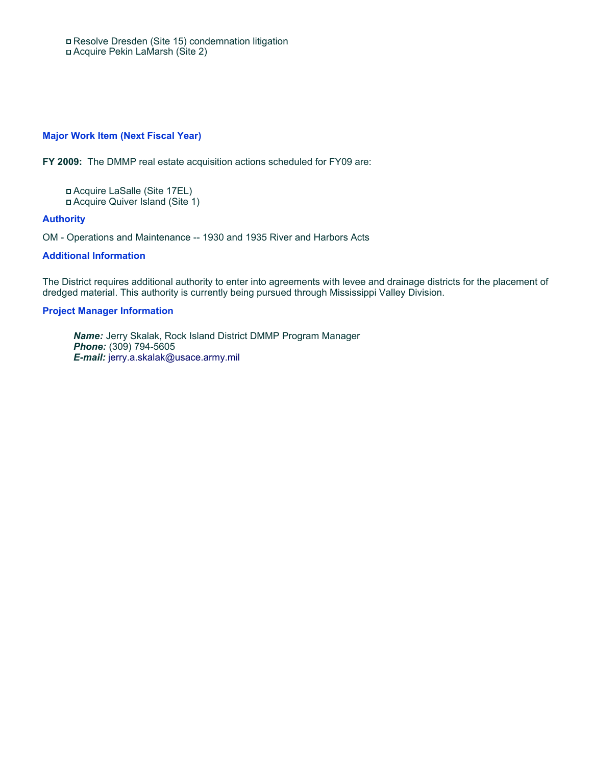- Resolve Dresden (Site 15) condemnation litigation
- Acquire Pekin LaMarsh (Site 2)

### Major Work Item (Next Fiscal Year)

**FY 2009:** The DMMP real estate acquisition actions scheduled for FY09 are:

- Acquire LaSalle (Site 17EL)
- Acquire Quiver Island (Site 1)

### Authority

OM - Operations and Maintenance -- 1930 and 1935 River and Harbors Acts

### Additional Information

The District requires additional authority to enter into agreements with levee and drainage districts for the placement of dredged material. This authority is currently being pursued through Mississippi Valley Division.

### Project Manager Information

***Name:*** Jerry Skalak, Rock Island District DMMP Program Manager
***Phone:*** (309) 794-5605
***E-mail:*** jerry.a.skalak@usace.army.mil